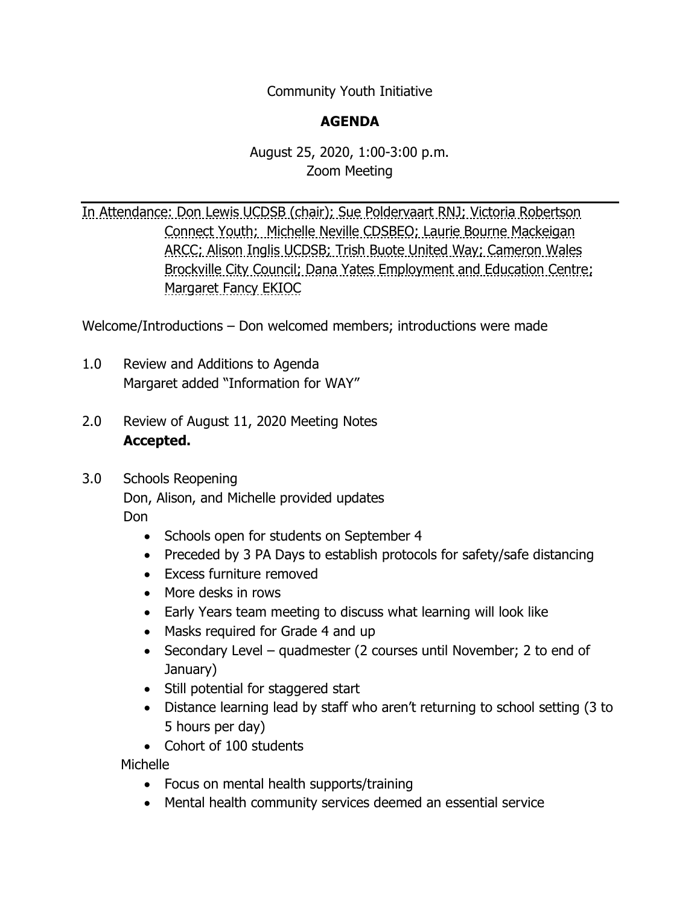Community Youth Initiative

**AGENDA**

August 25, 2020, 1:00-3:00 p.m.
Zoom Meeting

---

In Attendance: Don Lewis UCDSB (chair); Sue Poldervaart RNJ; Victoria Robertson Connect Youth; Michelle Neville CDSBEO; Laurie Bourne Mackeigan ARCC; Alison Inglis UCDSB; Trish Buote United Way; Cameron Wales Brockville City Council; Dana Yates Employment and Education Centre; Margaret Fancy EKIOC

Welcome/Introductions – Don welcomed members; introductions were made

1.0 Review and Additions to Agenda
Margaret added "Information for WAY"

2.0 Review of August 11, 2020 Meeting Notes
**Accepted.**

3.0 Schools Reopening
Don, Alison, and Michelle provided updates
Don

- Schools open for students on September 4
- Preceded by 3 PA Days to establish protocols for safety/safe distancing
- Excess furniture removed
- More desks in rows
- Early Years team meeting to discuss what learning will look like
- Masks required for Grade 4 and up
- Secondary Level – quadmester (2 courses until November; 2 to end of January)
- Still potential for staggered start
- Distance learning lead by staff who aren't returning to school setting (3 to 5 hours per day)
- Cohort of 100 students

Michelle

- Focus on mental health supports/training
- Mental health community services deemed an essential service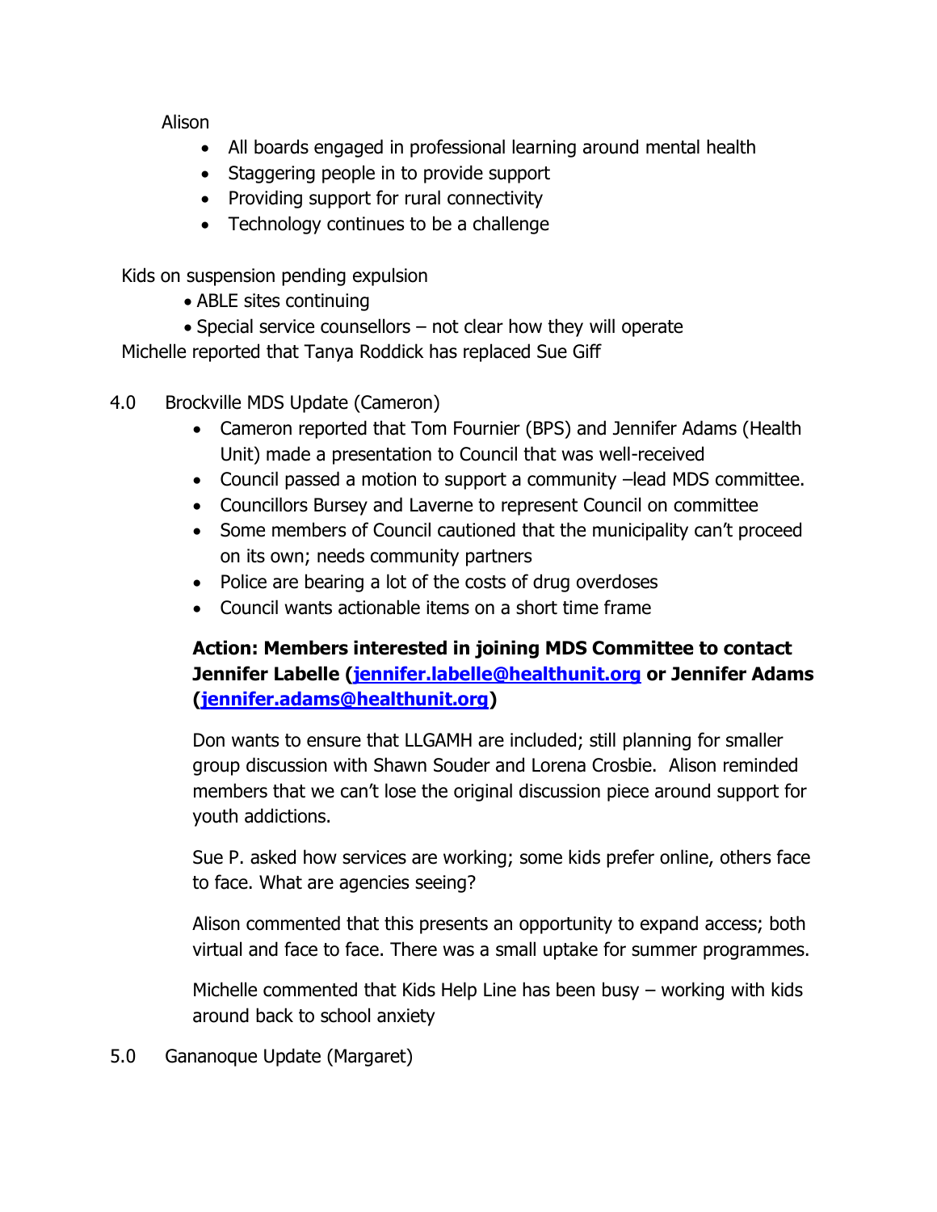Alison

- All boards engaged in professional learning around mental health
- Staggering people in to provide support
- Providing support for rural connectivity
- Technology continues to be a challenge

Kids on suspension pending expulsion

- ABLE sites continuing
- Special service counsellors – not clear how they will operate

Michelle reported that Tanya Roddick has replaced Sue Giff

4.0 Brockville MDS Update (Cameron)

- Cameron reported that Tom Fournier (BPS) and Jennifer Adams (Health Unit) made a presentation to Council that was well-received
- Council passed a motion to support a community –lead MDS committee.
- Councillors Bursey and Laverne to represent Council on committee
- Some members of Council cautioned that the municipality can't proceed on its own; needs community partners
- Police are bearing a lot of the costs of drug overdoses
- Council wants actionable items on a short time frame

**Action: Members interested in joining MDS Committee to contact Jennifer Labelle (jennifer.labelle@healthunit.org or Jennifer Adams (jennifer.adams@healthunit.org)**

Don wants to ensure that LLGAMH are included; still planning for smaller group discussion with Shawn Souder and Lorena Crosbie. Alison reminded members that we can't lose the original discussion piece around support for youth addictions.

Sue P. asked how services are working; some kids prefer online, others face to face. What are agencies seeing?

Alison commented that this presents an opportunity to expand access; both virtual and face to face. There was a small uptake for summer programmes.

Michelle commented that Kids Help Line has been busy – working with kids around back to school anxiety

5.0 Gananoque Update (Margaret)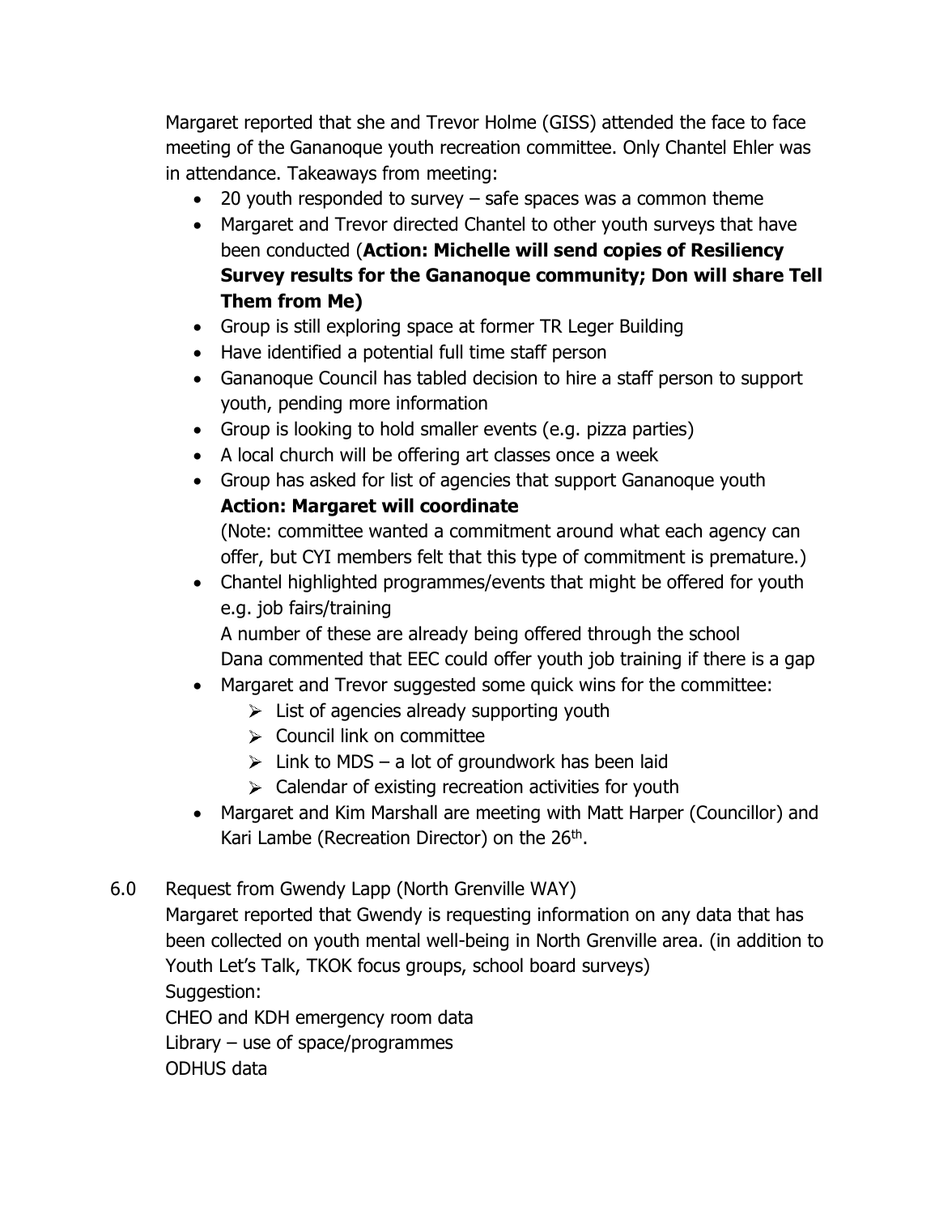Margaret reported that she and Trevor Holme (GISS) attended the face to face meeting of the Gananoque youth recreation committee. Only Chantel Ehler was in attendance. Takeaways from meeting:

- 20 youth responded to survey – safe spaces was a common theme
- Margaret and Trevor directed Chantel to other youth surveys that have been conducted (**Action: Michelle will send copies of Resiliency Survey results for the Gananoque community; Don will share Tell Them from Me)**
- Group is still exploring space at former TR Leger Building
- Have identified a potential full time staff person
- Gananoque Council has tabled decision to hire a staff person to support youth, pending more information
- Group is looking to hold smaller events (e.g. pizza parties)
- A local church will be offering art classes once a week
- Group has asked for list of agencies that support Gananoque youth
  **Action: Margaret will coordinate**
  (Note: committee wanted a commitment around what each agency can offer, but CYI members felt that this type of commitment is premature.)
- Chantel highlighted programmes/events that might be offered for youth e.g. job fairs/training
  A number of these are already being offered through the school
  Dana commented that EEC could offer youth job training if there is a gap
- Margaret and Trevor suggested some quick wins for the committee:
  - List of agencies already supporting youth
  - Council link on committee
  - Link to MDS – a lot of groundwork has been laid
  - Calendar of existing recreation activities for youth
- Margaret and Kim Marshall are meeting with Matt Harper (Councillor) and Kari Lambe (Recreation Director) on the 26th.

6.0 Request from Gwendy Lapp (North Grenville WAY)

Margaret reported that Gwendy is requesting information on any data that has been collected on youth mental well-being in North Grenville area. (in addition to Youth Let's Talk, TKOK focus groups, school board surveys)
Suggestion:
CHEO and KDH emergency room data
Library – use of space/programmes
ODHUS data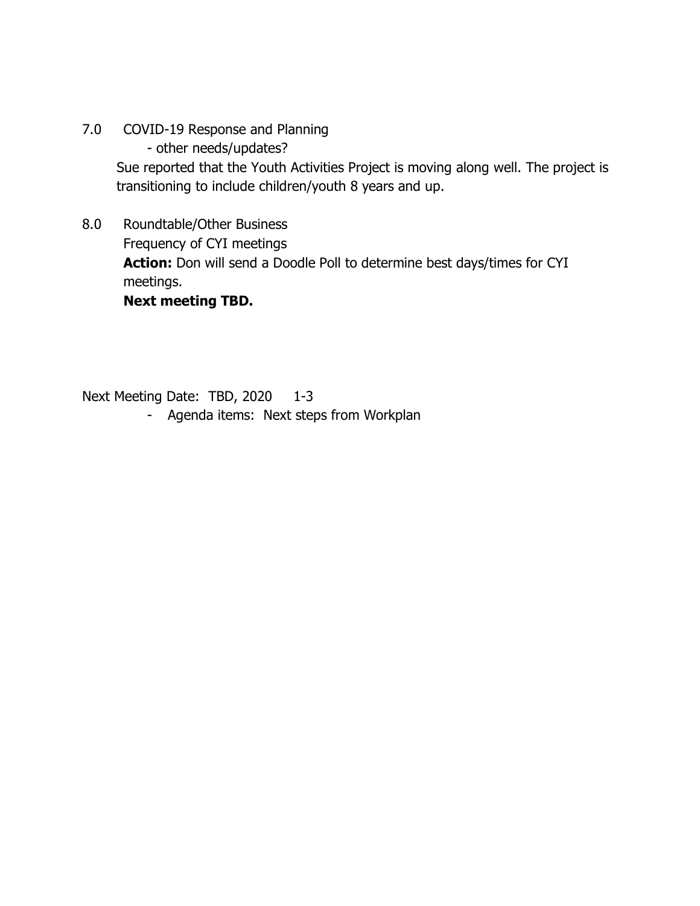7.0 COVID-19 Response and Planning

- other needs/updates?

Sue reported that the Youth Activities Project is moving along well. The project is transitioning to include children/youth 8 years and up.

8.0 Roundtable/Other Business

Frequency of CYI meetings

**Action:** Don will send a Doodle Poll to determine best days/times for CYI meetings.

**Next meeting TBD.**

Next Meeting Date: TBD, 2020 1-3

- Agenda items: Next steps from Workplan